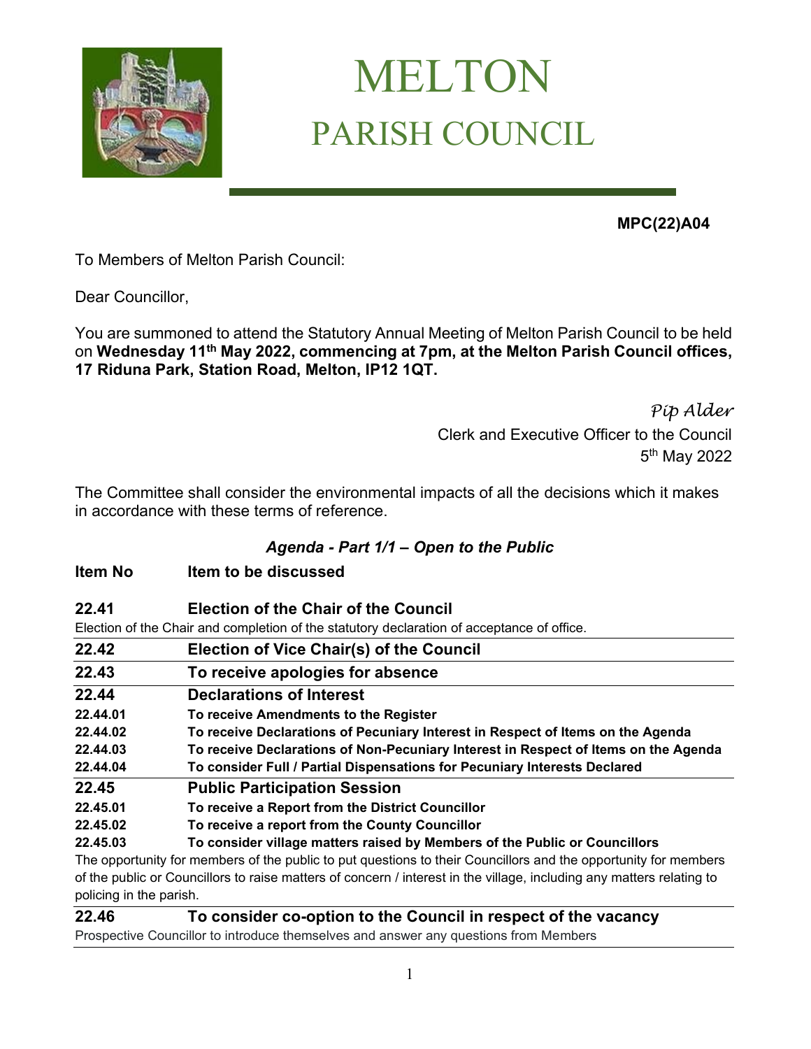# MELTON
## PARISH COUNCIL

**MPC(22)A04**

To Members of Melton Parish Council:

Dear Councillor,

You are summoned to attend the Statutory Annual Meeting of Melton Parish Council to be held on **Wednesday 11th May 2022, commencing at 7pm, at the Melton Parish Council offices, 17 Riduna Park, Station Road, Melton, IP12 1QT.**

*Pip Alder*
Clerk and Executive Officer to the Council
5th May 2022

The Committee shall consider the environmental impacts of all the decisions which it makes in accordance with these terms of reference.

### *Agenda - Part 1/1 – Open to the Public*

**Item No** | **Item to be discussed**

**22.41 Election of the Chair of the Council**

Election of the Chair and completion of the statutory declaration of acceptance of office.

**22.42 Election of Vice Chair(s) of the Council**

**22.43 To receive apologies for absence**

**22.44 Declarations of Interest**

- **22.44.01** **To receive Amendments to the Register**
- **22.44.02** **To receive Declarations of Pecuniary Interest in Respect of Items on the Agenda**
- **22.44.03** **To receive Declarations of Non-Pecuniary Interest in Respect of Items on the Agenda**
- **22.44.04** **To consider Full / Partial Dispensations for Pecuniary Interests Declared**

**22.45 Public Participation Session**

- **22.45.01** **To receive a Report from the District Councillor**
- **22.45.02** **To receive a report from the County Councillor**
- **22.45.03** **To consider village matters raised by Members of the Public or Councillors**

The opportunity for members of the public to put questions to their Councillors and the opportunity for members of the public or Councillors to raise matters of concern / interest in the village, including any matters relating to policing in the parish.

**22.46 To consider co-option to the Council in respect of the vacancy**

Prospective Councillor to introduce themselves and answer any questions from Members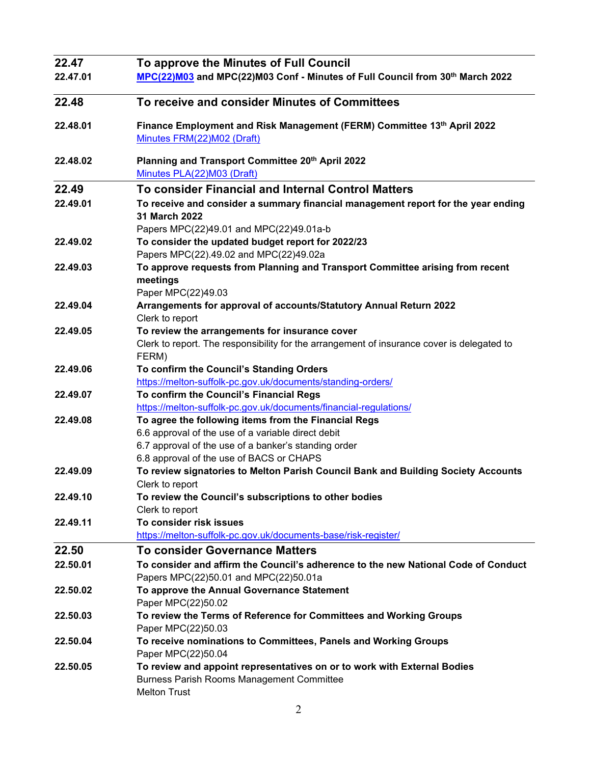## 22.47 To approve the Minutes of Full Council

**22.47.01** **MPC(22)M03 and MPC(22)M03 Conf - Minutes of Full Council from 30th March 2022**

## 22.48 To receive and consider Minutes of Committees

**22.48.01** **Finance Employment and Risk Management (FERM) Committee 13th April 2022**
Minutes FRM(22)M02 (Draft)

**22.48.02** **Planning and Transport Committee 20th April 2022**
Minutes PLA(22)M03 (Draft)

## 22.49 To consider Financial and Internal Control Matters

**22.49.01** **To receive and consider a summary financial management report for the year ending 31 March 2022**
Papers MPC(22)49.01 and MPC(22)49.01a-b

**22.49.02** **To consider the updated budget report for 2022/23**
Papers MPC(22).49.02 and MPC(22)49.02a

**22.49.03** **To approve requests from Planning and Transport Committee arising from recent meetings**
Paper MPC(22)49.03

**22.49.04** **Arrangements for approval of accounts/Statutory Annual Return 2022**
Clerk to report

**22.49.05** **To review the arrangements for insurance cover**
Clerk to report. The responsibility for the arrangement of insurance cover is delegated to FERM)

**22.49.06** **To confirm the Council's Standing Orders**
https://melton-suffolk-pc.gov.uk/documents/standing-orders/

**22.49.07** **To confirm the Council's Financial Regs**
https://melton-suffolk-pc.gov.uk/documents/financial-regulations/

**22.49.08** **To agree the following items from the Financial Regs**
6.6 approval of the use of a variable direct debit
6.7 approval of the use of a banker's standing order
6.8 approval of the use of BACS or CHAPS

**22.49.09** **To review signatories to Melton Parish Council Bank and Building Society Accounts**
Clerk to report

**22.49.10** **To review the Council's subscriptions to other bodies**
Clerk to report

**22.49.11** **To consider risk issues**
https://melton-suffolk-pc.gov.uk/documents-base/risk-register/

## 22.50 To consider Governance Matters

**22.50.01** **To consider and affirm the Council's adherence to the new National Code of Conduct**
Papers MPC(22)50.01 and MPC(22)50.01a

**22.50.02** **To approve the Annual Governance Statement**
Paper MPC(22)50.02

**22.50.03** **To review the Terms of Reference for Committees and Working Groups**
Paper MPC(22)50.03

**22.50.04** **To receive nominations to Committees, Panels and Working Groups**
Paper MPC(22)50.04

**22.50.05** **To review and appoint representatives on or to work with External Bodies**
Burness Parish Rooms Management Committee
Melton Trust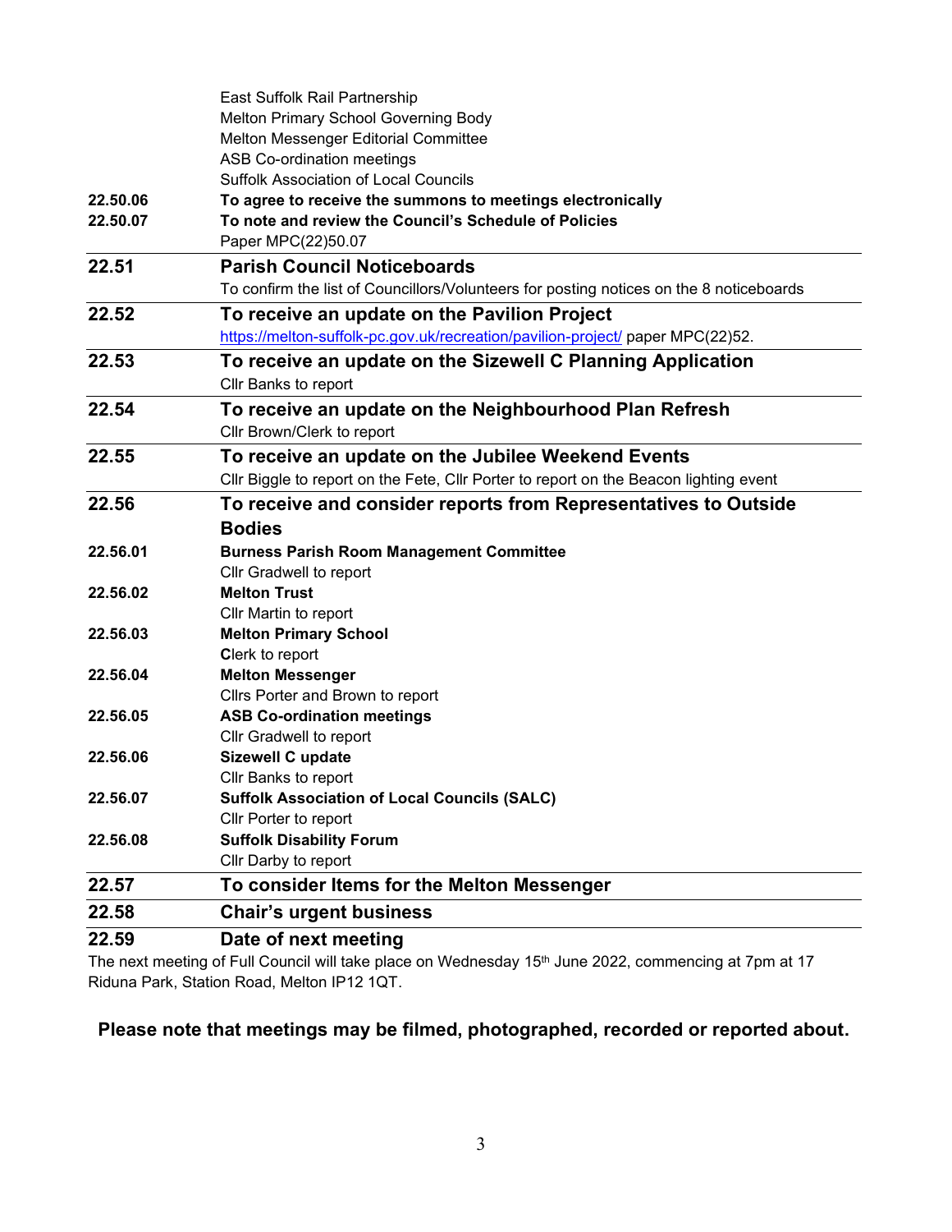East Suffolk Rail Partnership
Melton Primary School Governing Body
Melton Messenger Editorial Committee
ASB Co-ordination meetings
Suffolk Association of Local Councils

**22.50.06 To agree to receive the summons to meetings electronically**

**22.50.07 To note and review the Council's Schedule of Policies**
Paper MPC(22)50.07

## 22.51 Parish Council Noticeboards

To confirm the list of Councillors/Volunteers for posting notices on the 8 noticeboards

## 22.52 To receive an update on the Pavilion Project

https://melton-suffolk-pc.gov.uk/recreation/pavilion-project/ paper MPC(22)52.

## 22.53 To receive an update on the Sizewell C Planning Application

Cllr Banks to report

## 22.54 To receive an update on the Neighbourhood Plan Refresh

Cllr Brown/Clerk to report

## 22.55 To receive an update on the Jubilee Weekend Events

Cllr Biggle to report on the Fete, Cllr Porter to report on the Beacon lighting event

## 22.56 To receive and consider reports from Representatives to Outside Bodies

**22.56.01 Burness Parish Room Management Committee**
Cllr Gradwell to report

**22.56.02 Melton Trust**
Cllr Martin to report

**22.56.03 Melton Primary School**
**C**lerk to report

**22.56.04 Melton Messenger**
Cllrs Porter and Brown to report

**22.56.05 ASB Co-ordination meetings**
Cllr Gradwell to report

**22.56.06 Sizewell C update**
Cllr Banks to report

**22.56.07 Suffolk Association of Local Councils (SALC)**
Cllr Porter to report

**22.56.08 Suffolk Disability Forum**
Cllr Darby to report

## 22.57 To consider Items for the Melton Messenger

## 22.58 Chair's urgent business

## 22.59 Date of next meeting

The next meeting of Full Council will take place on Wednesday 15th June 2022, commencing at 7pm at 17 Riduna Park, Station Road, Melton IP12 1QT.

**Please note that meetings may be filmed, photographed, recorded or reported about.**